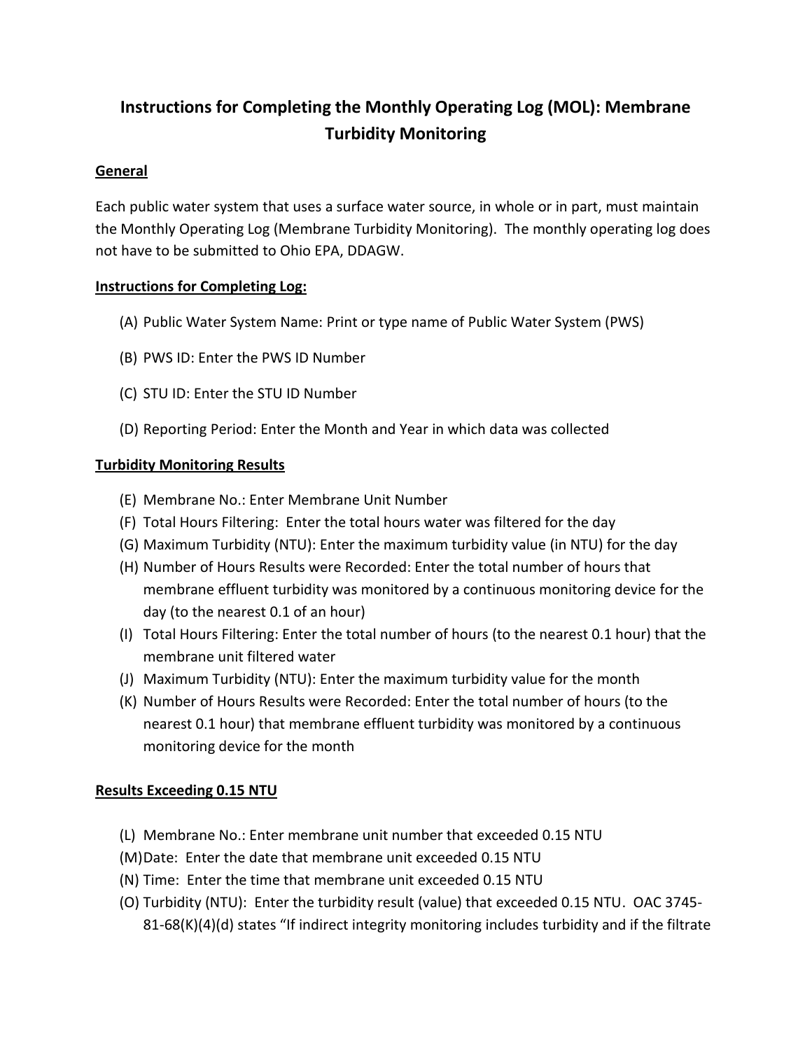# Instructions for Completing the Monthly Operating Log (MOL): Membrane Turbidity Monitoring

## General

Each public water system that uses a surface water source, in whole or in part, must maintain the Monthly Operating Log (Membrane Turbidity Monitoring). The monthly operating log does not have to be submitted to Ohio EPA, DDAGW.

## Instructions for Completing Log:

(A) Public Water System Name: Print or type name of Public Water System (PWS)

(B) PWS ID: Enter the PWS ID Number

(C) STU ID: Enter the STU ID Number

(D) Reporting Period: Enter the Month and Year in which data was collected

## Turbidity Monitoring Results

(E) Membrane No.: Enter Membrane Unit Number
(F) Total Hours Filtering: Enter the total hours water was filtered for the day
(G) Maximum Turbidity (NTU): Enter the maximum turbidity value (in NTU) for the day
(H) Number of Hours Results were Recorded: Enter the total number of hours that membrane effluent turbidity was monitored by a continuous monitoring device for the day (to the nearest 0.1 of an hour)
(I) Total Hours Filtering: Enter the total number of hours (to the nearest 0.1 hour) that the membrane unit filtered water
(J) Maximum Turbidity (NTU): Enter the maximum turbidity value for the month
(K) Number of Hours Results were Recorded: Enter the total number of hours (to the nearest 0.1 hour) that membrane effluent turbidity was monitored by a continuous monitoring device for the month

## Results Exceeding 0.15 NTU

(L) Membrane No.: Enter membrane unit number that exceeded 0.15 NTU
(M) Date: Enter the date that membrane unit exceeded 0.15 NTU
(N) Time: Enter the time that membrane unit exceeded 0.15 NTU
(O) Turbidity (NTU): Enter the turbidity result (value) that exceeded 0.15 NTU. OAC 3745-81-68(K)(4)(d) states "If indirect integrity monitoring includes turbidity and if the filtrate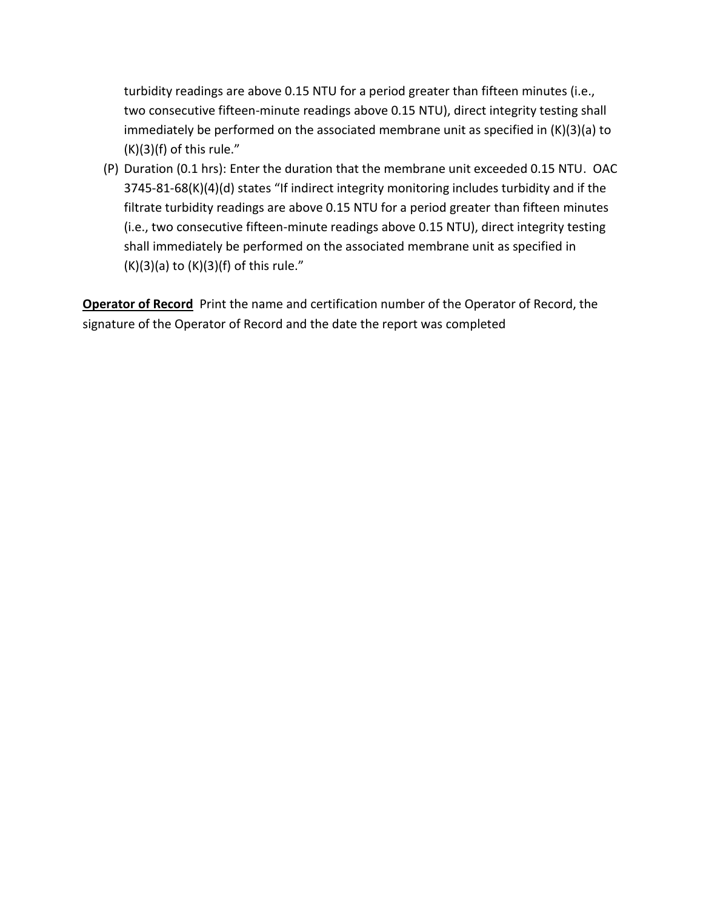turbidity readings are above 0.15 NTU for a period greater than fifteen minutes (i.e., two consecutive fifteen-minute readings above 0.15 NTU), direct integrity testing shall immediately be performed on the associated membrane unit as specified in (K)(3)(a) to (K)(3)(f) of this rule."

(P) Duration (0.1 hrs): Enter the duration that the membrane unit exceeded 0.15 NTU. OAC 3745-81-68(K)(4)(d) states "If indirect integrity monitoring includes turbidity and if the filtrate turbidity readings are above 0.15 NTU for a period greater than fifteen minutes (i.e., two consecutive fifteen-minute readings above 0.15 NTU), direct integrity testing shall immediately be performed on the associated membrane unit as specified in (K)(3)(a) to (K)(3)(f) of this rule."

**Operator of Record** Print the name and certification number of the Operator of Record, the signature of the Operator of Record and the date the report was completed